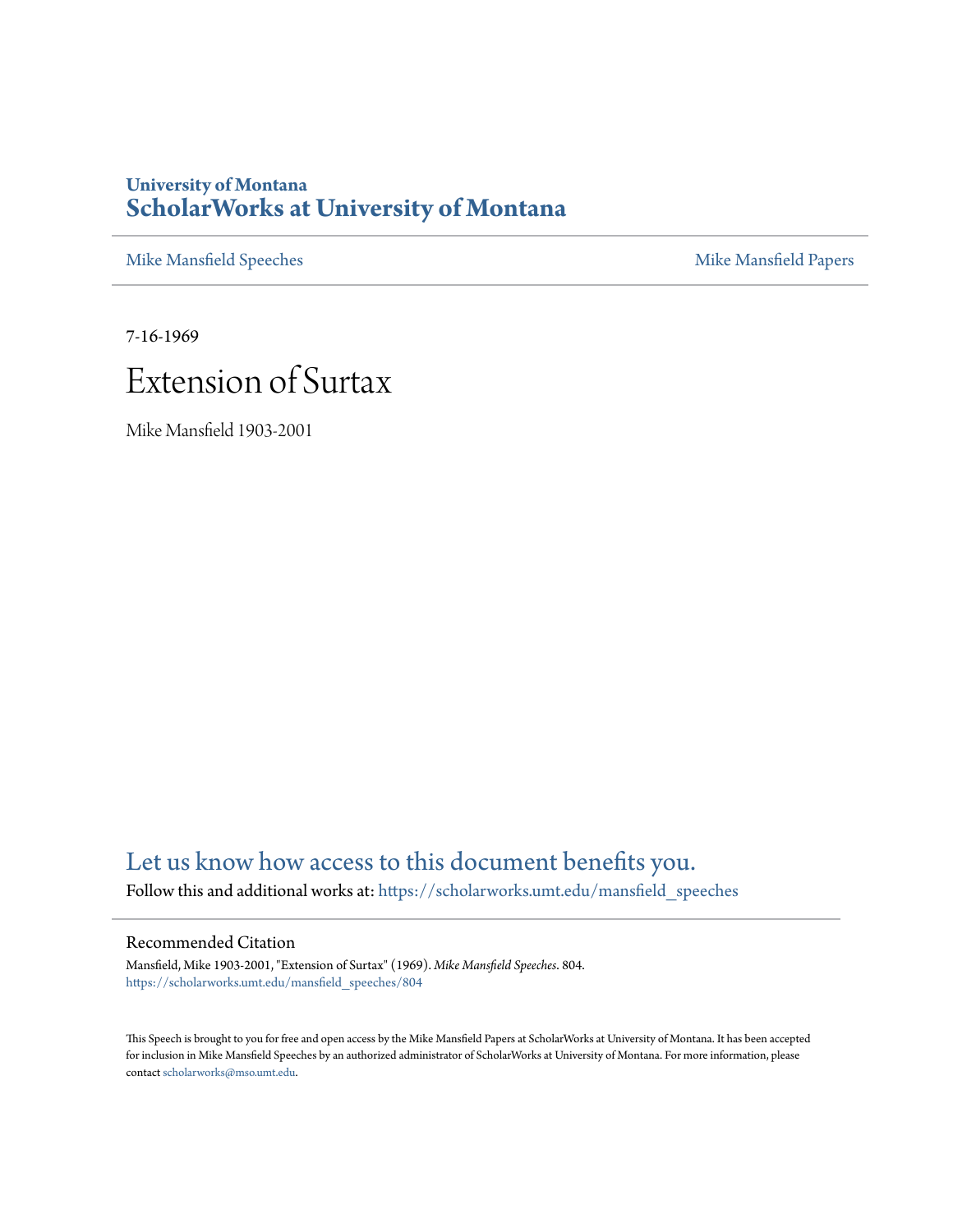University of Montana

# ScholarWorks at University of Montana

Mike Mansfield Speeches | Mike Mansfield Papers

7-16-1969

# Extension of Surtax

Mike Mansfield 1903-2001

Let us know how access to this document benefits you.

Follow this and additional works at: https://scholarworks.umt.edu/mansfield_speeches

## Recommended Citation

Mansfield, Mike 1903-2001, "Extension of Surtax" (1969). *Mike Mansfield Speeches*. 804.
https://scholarworks.umt.edu/mansfield_speeches/804

This Speech is brought to you for free and open access by the Mike Mansfield Papers at ScholarWorks at University of Montana. It has been accepted for inclusion in Mike Mansfield Speeches by an authorized administrator of ScholarWorks at University of Montana. For more information, please contact scholarworks@mso.umt.edu.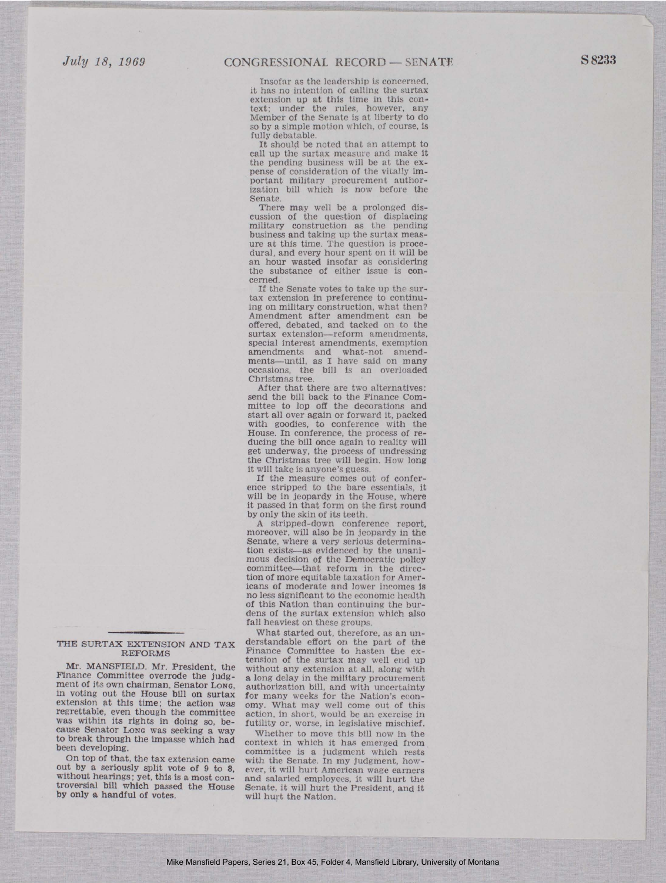Insofar as the leadership is concerned, it has no intention of calling the surtax extension up at this time in this context; under the rules, however, any Member of the Senate is at liberty to do so by a simple motion which, of course, is fully debatable.

It should be noted that an attempt to call up the surtax measure and make it the pending business will be at the expense of consideration of the vitally important military procurement authorization bill which is now before the Senate.

There may well be a prolonged discussion of the question of displacing military construction as the pending business and taking up the surtax measure at this time. The question is procedural, and every hour spent on it will be an hour wasted insofar as considering the substance of either issue is concerned.

If the Senate votes to take up the surtax extension in preference to continuing on military construction, what then? Amendment after amendment can be offered, debated, and tacked on to the surtax extension—reform amendments, special interest amendments, exemption amendments and what-not amendments—until, as I have said on many occasions, the bill is an overloaded Christmas tree.

After that there are two alternatives: send the bill back to the Finance Committee to lop off the decorations and start all over again or forward it, packed with goodies, to conference with the House. In conference, the process of reducing the bill once again to reality will get underway, the process of undressing the Christmas tree will begin. How long it will take is anyone's guess.

If the measure comes out of conference stripped to the bare essentials, it will be in jeopardy in the House, where it passed in that form on the first round by only the skin of its teeth.

A stripped-down conference report, moreover, will also be in jeopardy in the Senate, where a very serious determination exists—as evidenced by the unanimous decision of the Democratic policy committee—that reform in the direction of more equitable taxation for Americans of moderate and lower incomes is no less significant to the economic health of this Nation than continuing the burdens of the surtax extension which also fall heaviest on these groups.

What started out, therefore, as an understandable effort on the part of the Finance Committee to hasten the extension of the surtax may well end up without any extension at all, along with a long delay in the military procurement authorization bill, and with uncertainty for many weeks for the Nation's economy. What may well come out of this action, in short, would be an exercise in futility or, worse, in legislative mischief.

Whether to move this bill now in the context in which it has emerged from committee is a judgment which rests with the Senate. In my judgment, however, it will hurt American wage earners and salaried employees, it will hurt the Senate, it will hurt the President, and it will hurt the Nation.

## THE SURTAX EXTENSION AND TAX REFORMS

Mr. MANSFIELD. Mr. President, the Finance Committee overrode the judgment of its own chairman, Senator LONG, in voting out the House bill on surtax extension at this time; the action was regrettable, even though the committee was within its rights in doing so, because Senator LONG was seeking a way to break through the impasse which had been developing.

On top of that, the tax extension came out by a seriously split vote of 9 to 8, without hearings; yet, this is a most controversial bill which passed the House by only a handful of votes.

Mike Mansfield Papers, Series 21, Box 45, Folder 4, Mansfield Library, University of Montana